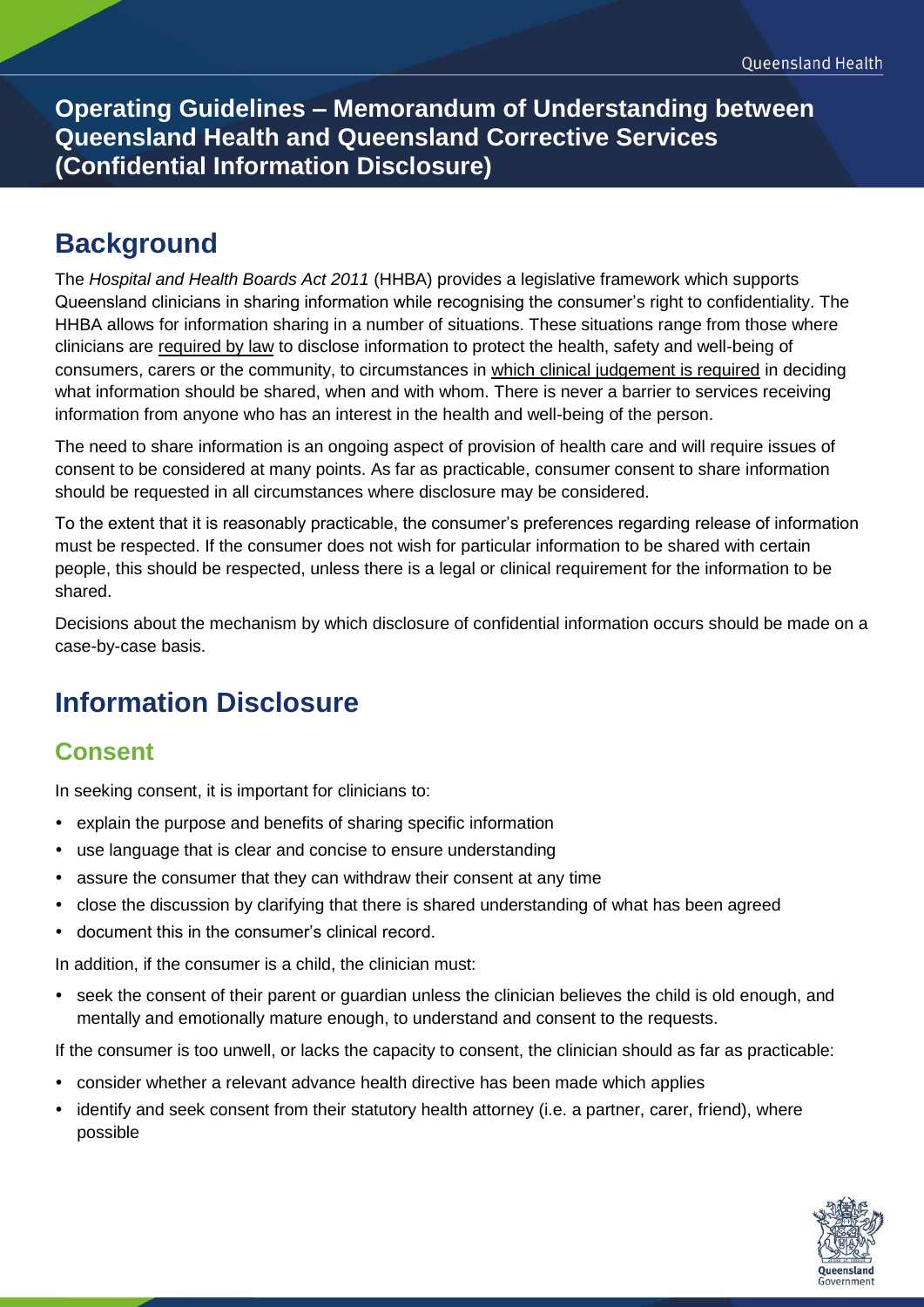# Operating Guidelines – Memorandum of Understanding between Queensland Health and Queensland Corrective Services (Confidential Information Disclosure)

## Background

The *Hospital and Health Boards Act 2011* (HHBA) provides a legislative framework which supports Queensland clinicians in sharing information while recognising the consumer's right to confidentiality. The HHBA allows for information sharing in a number of situations. These situations range from those where clinicians are required by law to disclose information to protect the health, safety and well-being of consumers, carers or the community, to circumstances in which clinical judgement is required in deciding what information should be shared, when and with whom. There is never a barrier to services receiving information from anyone who has an interest in the health and well-being of the person.

The need to share information is an ongoing aspect of provision of health care and will require issues of consent to be considered at many points. As far as practicable, consumer consent to share information should be requested in all circumstances where disclosure may be considered.

To the extent that it is reasonably practicable, the consumer's preferences regarding release of information must be respected. If the consumer does not wish for particular information to be shared with certain people, this should be respected, unless there is a legal or clinical requirement for the information to be shared.

Decisions about the mechanism by which disclosure of confidential information occurs should be made on a case-by-case basis.

## Information Disclosure

### Consent

In seeking consent, it is important for clinicians to:

- explain the purpose and benefits of sharing specific information
- use language that is clear and concise to ensure understanding
- assure the consumer that they can withdraw their consent at any time
- close the discussion by clarifying that there is shared understanding of what has been agreed
- document this in the consumer's clinical record.

In addition, if the consumer is a child, the clinician must:

- seek the consent of their parent or guardian unless the clinician believes the child is old enough, and mentally and emotionally mature enough, to understand and consent to the requests.

If the consumer is too unwell, or lacks the capacity to consent, the clinician should as far as practicable:

- consider whether a relevant advance health directive has been made which applies
- identify and seek consent from their statutory health attorney (i.e. a partner, carer, friend), where possible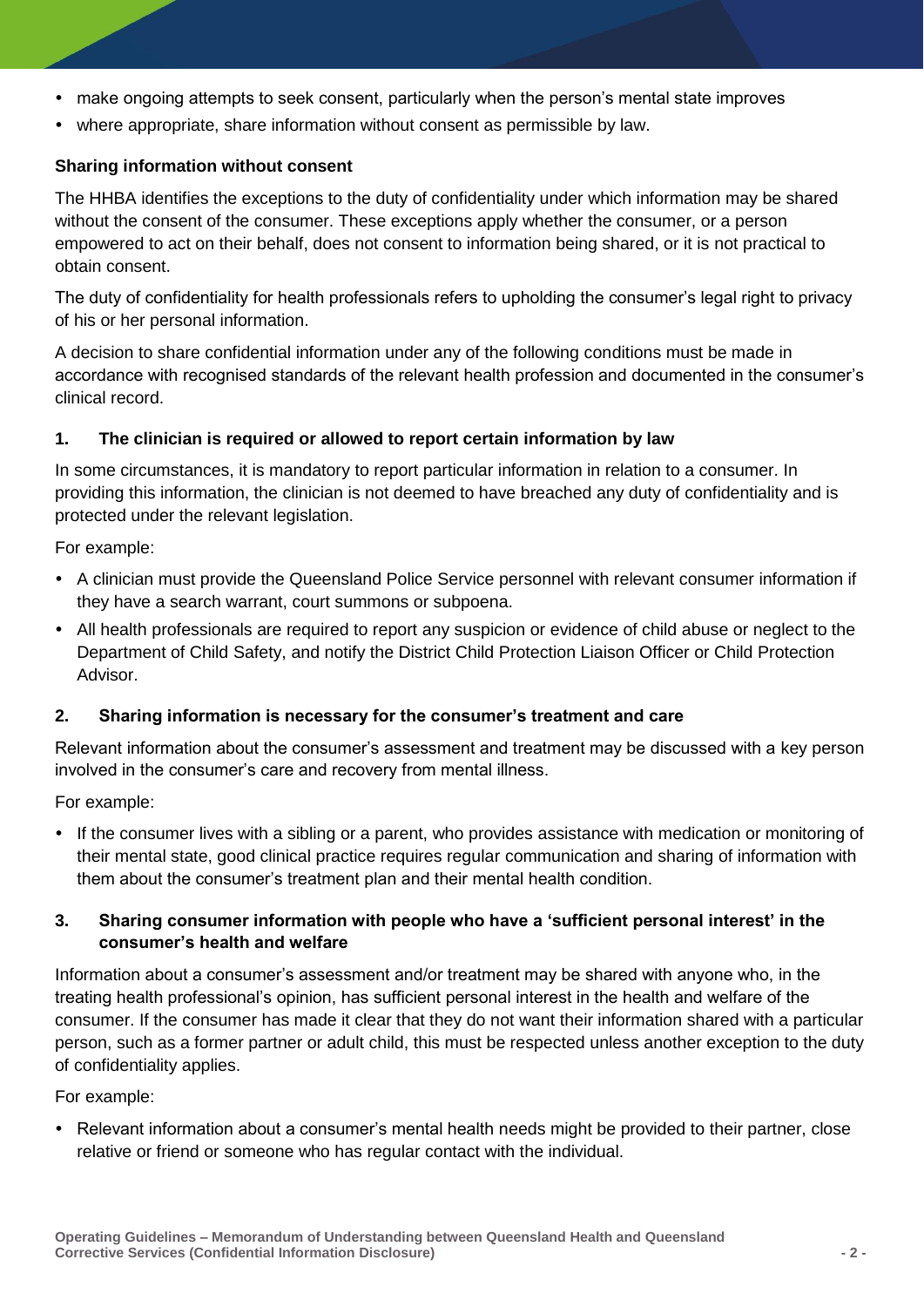- make ongoing attempts to seek consent, particularly when the person's mental state improves
- where appropriate, share information without consent as permissible by law.

**Sharing information without consent**

The HHBA identifies the exceptions to the duty of confidentiality under which information may be shared without the consent of the consumer. These exceptions apply whether the consumer, or a person empowered to act on their behalf, does not consent to information being shared, or it is not practical to obtain consent.

The duty of confidentiality for health professionals refers to upholding the consumer's legal right to privacy of his or her personal information.

A decision to share confidential information under any of the following conditions must be made in accordance with recognised standards of the relevant health profession and documented in the consumer's clinical record.

**1. The clinician is required or allowed to report certain information by law**

In some circumstances, it is mandatory to report particular information in relation to a consumer. In providing this information, the clinician is not deemed to have breached any duty of confidentiality and is protected under the relevant legislation.

For example:

- A clinician must provide the Queensland Police Service personnel with relevant consumer information if they have a search warrant, court summons or subpoena.
- All health professionals are required to report any suspicion or evidence of child abuse or neglect to the Department of Child Safety, and notify the District Child Protection Liaison Officer or Child Protection Advisor.

**2. Sharing information is necessary for the consumer's treatment and care**

Relevant information about the consumer's assessment and treatment may be discussed with a key person involved in the consumer's care and recovery from mental illness.

For example:

- If the consumer lives with a sibling or a parent, who provides assistance with medication or monitoring of their mental state, good clinical practice requires regular communication and sharing of information with them about the consumer's treatment plan and their mental health condition.

**3. Sharing consumer information with people who have a 'sufficient personal interest' in the consumer's health and welfare**

Information about a consumer's assessment and/or treatment may be shared with anyone who, in the treating health professional's opinion, has sufficient personal interest in the health and welfare of the consumer. If the consumer has made it clear that they do not want their information shared with a particular person, such as a former partner or adult child, this must be respected unless another exception to the duty of confidentiality applies.

For example:

- Relevant information about a consumer's mental health needs might be provided to their partner, close relative or friend or someone who has regular contact with the individual.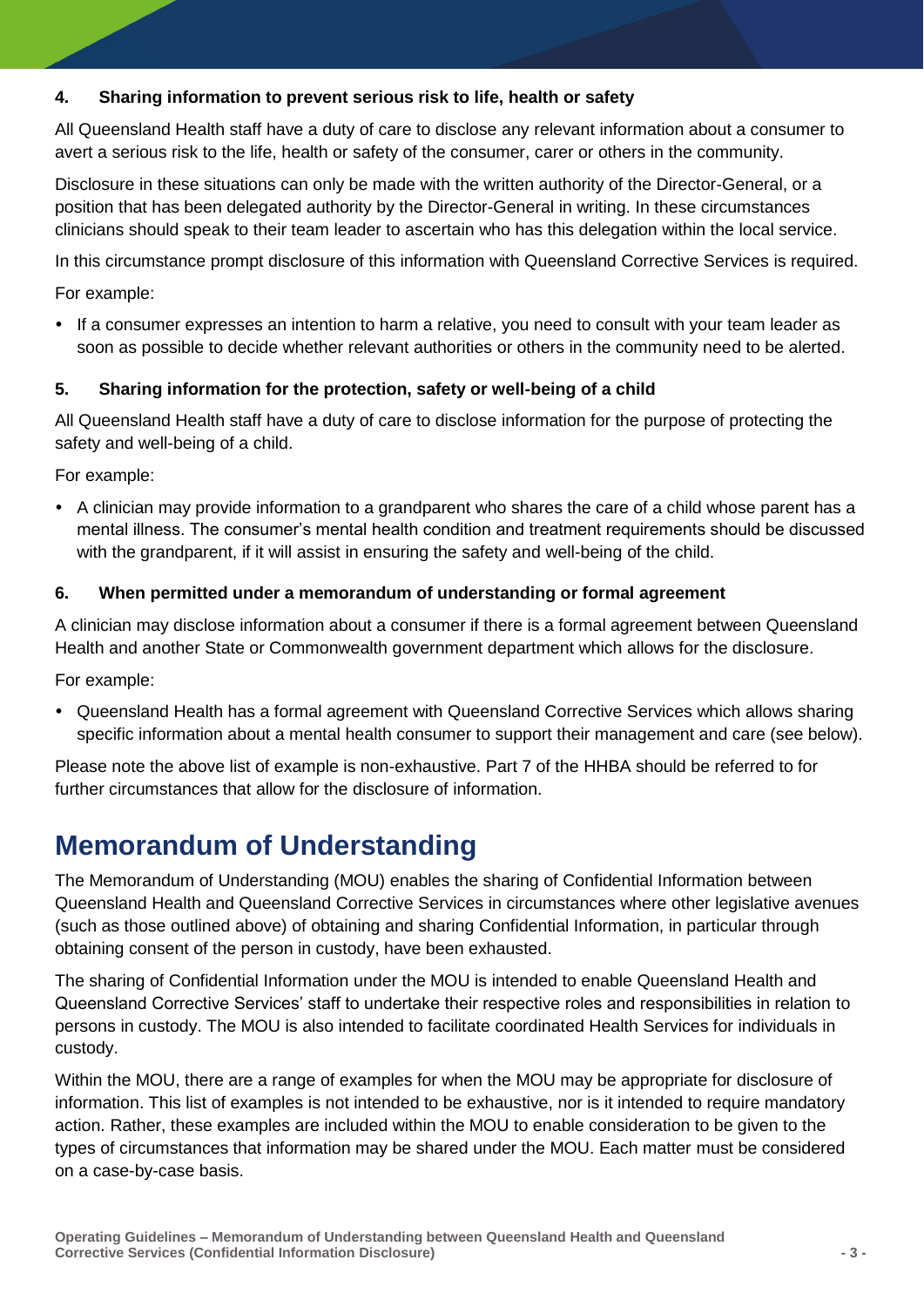#### 4. Sharing information to prevent serious risk to life, health or safety

All Queensland Health staff have a duty of care to disclose any relevant information about a consumer to avert a serious risk to the life, health or safety of the consumer, carer or others in the community.

Disclosure in these situations can only be made with the written authority of the Director-General, or a position that has been delegated authority by the Director-General in writing. In these circumstances clinicians should speak to their team leader to ascertain who has this delegation within the local service.

In this circumstance prompt disclosure of this information with Queensland Corrective Services is required.

For example:

- If a consumer expresses an intention to harm a relative, you need to consult with your team leader as soon as possible to decide whether relevant authorities or others in the community need to be alerted.

#### 5. Sharing information for the protection, safety or well-being of a child

All Queensland Health staff have a duty of care to disclose information for the purpose of protecting the safety and well-being of a child.

For example:

- A clinician may provide information to a grandparent who shares the care of a child whose parent has a mental illness. The consumer's mental health condition and treatment requirements should be discussed with the grandparent, if it will assist in ensuring the safety and well-being of the child.

#### 6. When permitted under a memorandum of understanding or formal agreement

A clinician may disclose information about a consumer if there is a formal agreement between Queensland Health and another State or Commonwealth government department which allows for the disclosure.

For example:

- Queensland Health has a formal agreement with Queensland Corrective Services which allows sharing specific information about a mental health consumer to support their management and care (see below).

Please note the above list of example is non-exhaustive. Part 7 of the HHBA should be referred to for further circumstances that allow for the disclosure of information.

## Memorandum of Understanding

The Memorandum of Understanding (MOU) enables the sharing of Confidential Information between Queensland Health and Queensland Corrective Services in circumstances where other legislative avenues (such as those outlined above) of obtaining and sharing Confidential Information, in particular through obtaining consent of the person in custody, have been exhausted.

The sharing of Confidential Information under the MOU is intended to enable Queensland Health and Queensland Corrective Services' staff to undertake their respective roles and responsibilities in relation to persons in custody. The MOU is also intended to facilitate coordinated Health Services for individuals in custody.

Within the MOU, there are a range of examples for when the MOU may be appropriate for disclosure of information. This list of examples is not intended to be exhaustive, nor is it intended to require mandatory action. Rather, these examples are included within the MOU to enable consideration to be given to the types of circumstances that information may be shared under the MOU. Each matter must be considered on a case-by-case basis.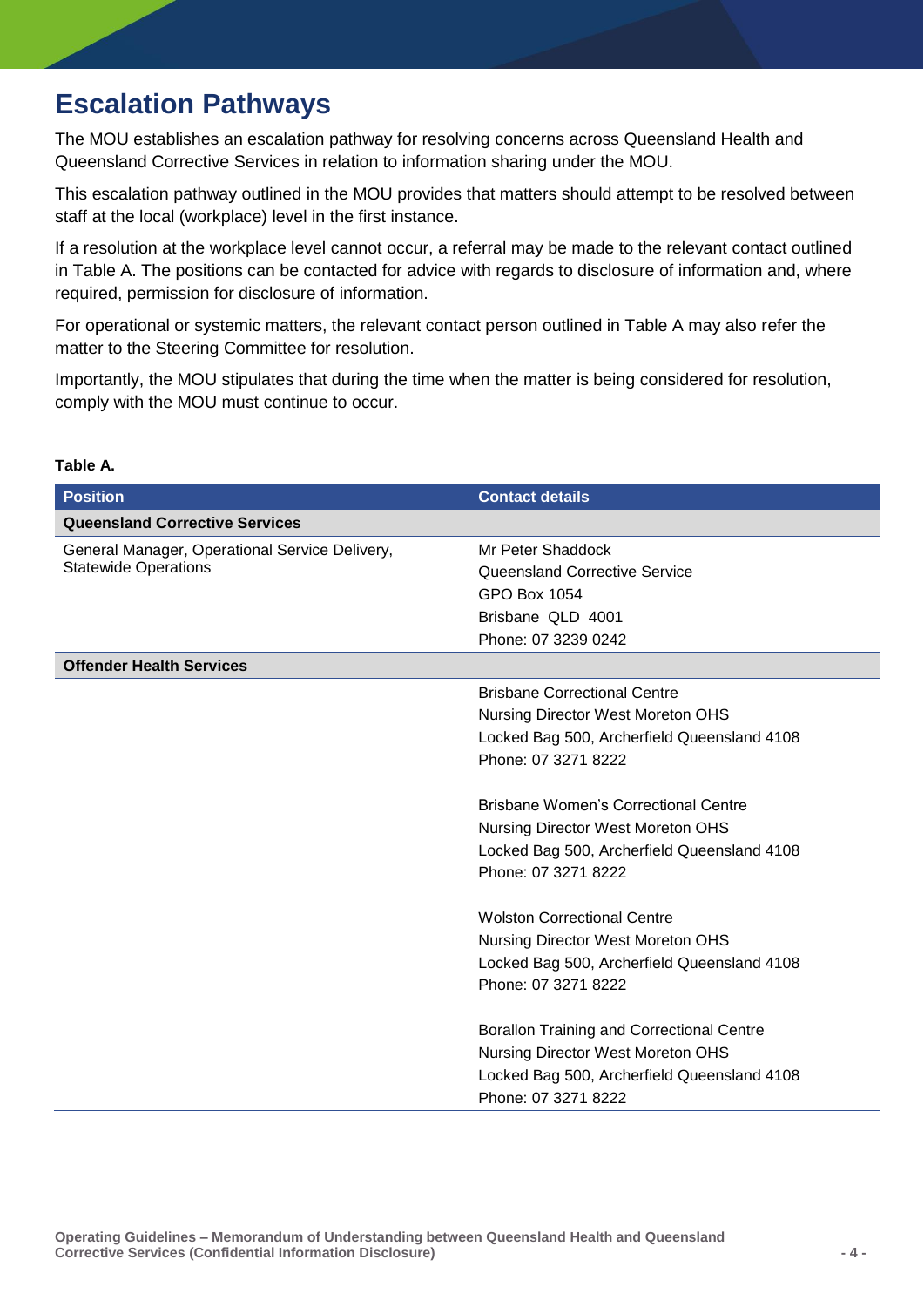# Escalation Pathways

The MOU establishes an escalation pathway for resolving concerns across Queensland Health and Queensland Corrective Services in relation to information sharing under the MOU.

This escalation pathway outlined in the MOU provides that matters should attempt to be resolved between staff at the local (workplace) level in the first instance.

If a resolution at the workplace level cannot occur, a referral may be made to the relevant contact outlined in Table A. The positions can be contacted for advice with regards to disclosure of information and, where required, permission for disclosure of information.

For operational or systemic matters, the relevant contact person outlined in Table A may also refer the matter to the Steering Committee for resolution.

Importantly, the MOU stipulates that during the time when the matter is being considered for resolution, comply with the MOU must continue to occur.

**Table A.**

| Position | Contact details |
|---|---|
| **Queensland Corrective Services** | |
| General Manager, Operational Service Delivery, Statewide Operations | Mr Peter Shaddock<br>Queensland Corrective Service<br>GPO Box 1054<br>Brisbane QLD 4001<br>Phone: 07 3239 0242 |
| **Offender Health Services** | |
| | Brisbane Correctional Centre<br>Nursing Director West Moreton OHS<br>Locked Bag 500, Archerfield Queensland 4108<br>Phone: 07 3271 8222<br><br>Brisbane Women's Correctional Centre<br>Nursing Director West Moreton OHS<br>Locked Bag 500, Archerfield Queensland 4108<br>Phone: 07 3271 8222<br><br>Wolston Correctional Centre<br>Nursing Director West Moreton OHS<br>Locked Bag 500, Archerfield Queensland 4108<br>Phone: 07 3271 8222<br><br>Borallon Training and Correctional Centre<br>Nursing Director West Moreton OHS<br>Locked Bag 500, Archerfield Queensland 4108<br>Phone: 07 3271 8222 |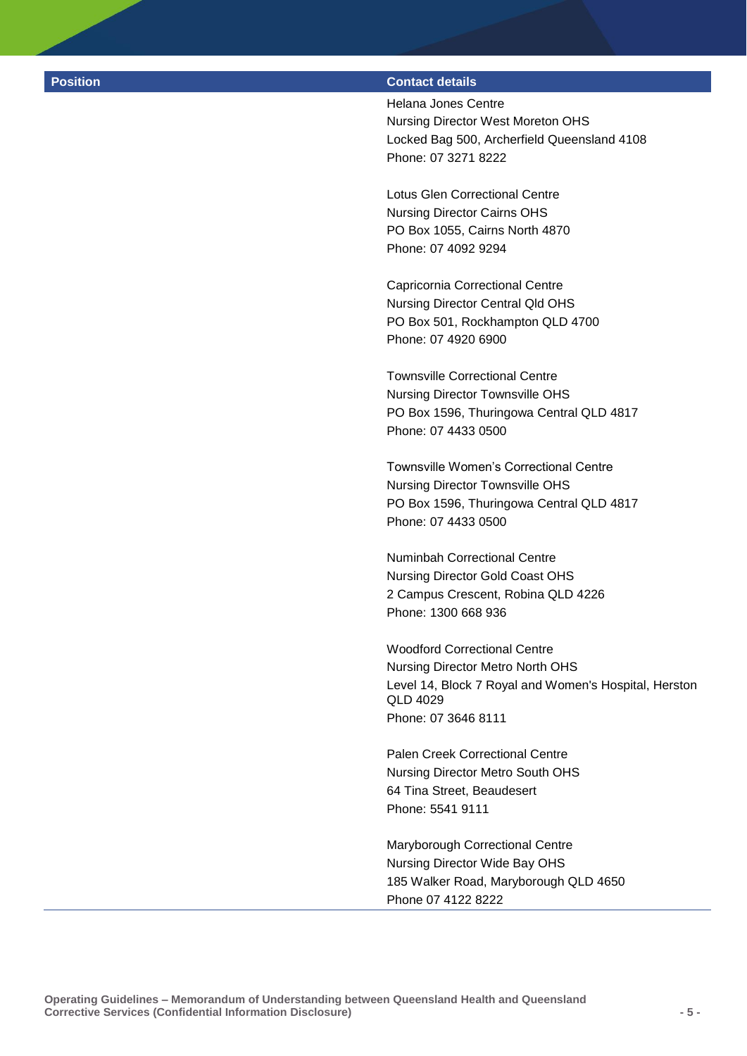| Position | Contact details |
|---|---|
| | Helana Jones Centre<br>Nursing Director West Moreton OHS<br>Locked Bag 500, Archerfield Queensland 4108<br>Phone: 07 3271 8222<br><br>Lotus Glen Correctional Centre<br>Nursing Director Cairns OHS<br>PO Box 1055, Cairns North 4870<br>Phone: 07 4092 9294<br><br>Capricornia Correctional Centre<br>Nursing Director Central Qld OHS<br>PO Box 501, Rockhampton QLD 4700<br>Phone: 07 4920 6900<br><br>Townsville Correctional Centre<br>Nursing Director Townsville OHS<br>PO Box 1596, Thuringowa Central QLD 4817<br>Phone: 07 4433 0500<br><br>Townsville Women's Correctional Centre<br>Nursing Director Townsville OHS<br>PO Box 1596, Thuringowa Central QLD 4817<br>Phone: 07 4433 0500<br><br>Numinbah Correctional Centre<br>Nursing Director Gold Coast OHS<br>2 Campus Crescent, Robina QLD 4226<br>Phone: 1300 668 936<br><br>Woodford Correctional Centre<br>Nursing Director Metro North OHS<br>Level 14, Block 7 Royal and Women's Hospital, Herston QLD 4029<br>Phone: 07 3646 8111<br><br>Palen Creek Correctional Centre<br>Nursing Director Metro South OHS<br>64 Tina Street, Beaudesert<br>Phone: 5541 9111<br><br>Maryborough Correctional Centre<br>Nursing Director Wide Bay OHS<br>185 Walker Road, Maryborough QLD 4650<br>Phone 07 4122 8222 |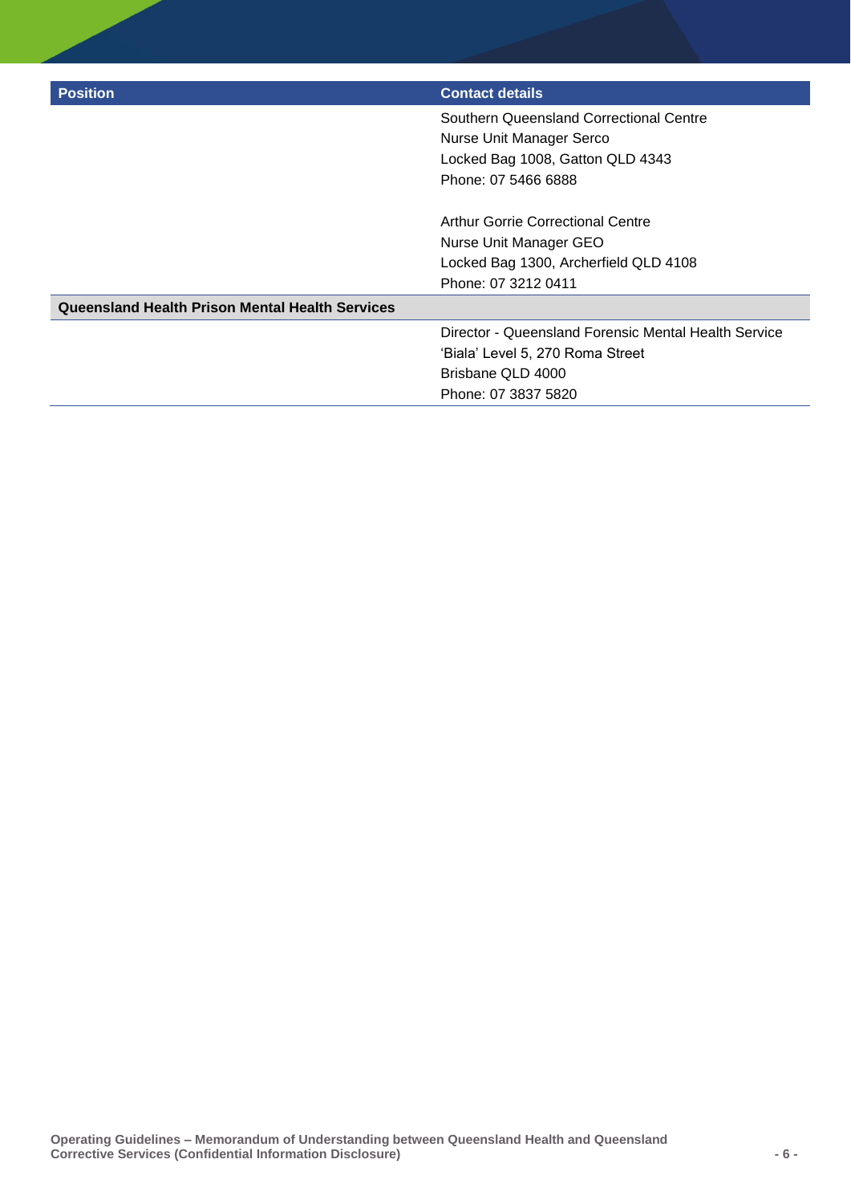| Position | Contact details |
| --- | --- |
| | Southern Queensland Correctional Centre<br>Nurse Unit Manager Serco<br>Locked Bag 1008, Gatton QLD 4343<br>Phone: 07 5466 6888<br><br>Arthur Gorrie Correctional Centre<br>Nurse Unit Manager GEO<br>Locked Bag 1300, Archerfield QLD 4108<br>Phone: 07 3212 0411 |
| **Queensland Health Prison Mental Health Services** | |
| | Director - Queensland Forensic Mental Health Service<br>'Biala' Level 5, 270 Roma Street<br>Brisbane QLD 4000<br>Phone: 07 3837 5820 |